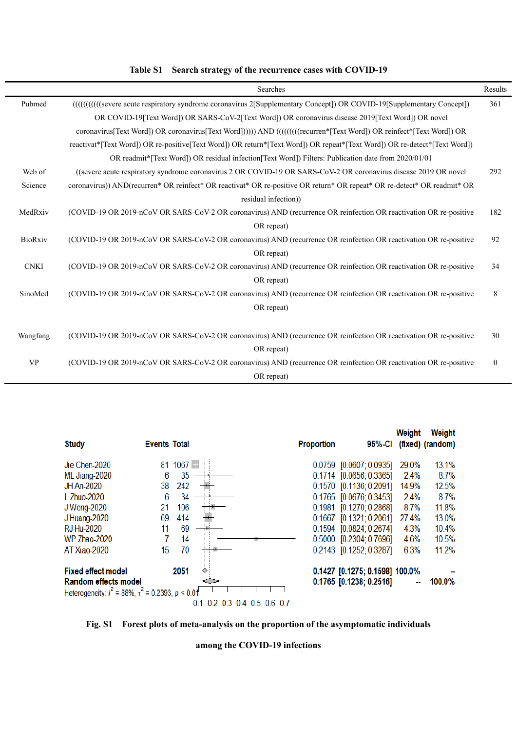**Table S1 Search strategy of the recurrence cases with COVID-19**

| | Searches | Results |
|---|---|---|
| Pubmed | ((((((((((severe acute respiratory syndrome coronavirus 2[Supplementary Concept]) OR COVID-19[Supplementary Concept]) OR COVID-19[Text Word]) OR SARS-CoV-2[Text Word]) OR coronavirus disease 2019[Text Word]) OR novel coronavirus[Text Word]) OR coronavirus[Text Word]))))) AND ((((((((recurren*[Text Word]) OR reinfect*[Text Word]) OR reactivat*[Text Word]) OR re-positive[Text Word]) OR return*[Text Word]) OR repeat*[Text Word]) OR re-detect*[Text Word]) OR readmit*[Text Word]) OR residual infection[Text Word]) Filters: Publication date from 2020/01/01 | 361 |
| Web of Science | ((severe acute respiratory syndrome coronavirus 2 OR COVID-19 OR SARS-CoV-2 OR coronavirus disease 2019 OR novel coronavirus)) AND(recurren* OR reinfect* OR reactivat* OR re-positive OR return* OR repeat* OR re-detect* OR readmit* OR residual infection)) | 292 |
| MedRxiv | (COVID-19 OR 2019-nCoV OR SARS-CoV-2 OR coronavirus) AND (recurrence OR reinfection OR reactivation OR re-positive OR repeat) | 182 |
| BioRxiv | (COVID-19 OR 2019-nCoV OR SARS-CoV-2 OR coronavirus) AND (recurrence OR reinfection OR reactivation OR re-positive OR repeat) | 92 |
| CNKI | (COVID-19 OR 2019-nCoV OR SARS-CoV-2 OR coronavirus) AND (recurrence OR reinfection OR reactivation OR re-positive OR repeat) | 34 |
| SinoMed | (COVID-19 OR 2019-nCoV OR SARS-CoV-2 OR coronavirus) AND (recurrence OR reinfection OR reactivation OR re-positive OR repeat) | 8 |
| Wangfang | (COVID-19 OR 2019-nCoV OR SARS-CoV-2 OR coronavirus) AND (recurrence OR reinfection OR reactivation OR re-positive OR repeat) | 30 |
| VP | (COVID-19 OR 2019-nCoV OR SARS-CoV-2 OR coronavirus) AND (recurrence OR reinfection OR reactivation OR re-positive OR repeat) | 0 |

| Study | Events | Total | Proportion | 95%-CI | Weight (fixed) | Weight (random) |
|---|---|---|---|---|---|---|
| Jie Chen-2020 | 81 | 1067 | 0.0759 | [0.0607; 0.0935] | 29.0% | 13.1% |
| ML Jiang-2020 | 6 | 35 | 0.1714 | [0.0656; 0.3365] | 2.4% | 8.7% |
| JH An-2020 | 38 | 242 | 0.1570 | [0.1136; 0.2091] | 14.9% | 12.5% |
| L Zhuo-2020 | 6 | 34 | 0.1765 | [0.0676; 0.3453] | 2.4% | 8.7% |
| J Wong-2020 | 21 | 106 | 0.1981 | [0.1270; 0.2868] | 8.7% | 11.8% |
| J Huang-2020 | 69 | 414 | 0.1667 | [0.1321; 0.2061] | 27.4% | 13.0% |
| RJ Hu-2020 | 11 | 69 | 0.1594 | [0.0824; 0.2674] | 4.3% | 10.4% |
| WP Zhao-2020 | 7 | 14 | 0.5000 | [0.2304; 0.7696] | 4.6% | 10.5% |
| AT Xiao-2020 | 15 | 70 | 0.2143 | [0.1252; 0.3287] | 6.3% | 11.2% |
| **Fixed effect model** | | **2051** | **0.1427** | **[0.1275; 0.1598]** | **100.0%** | -- |
| **Random effects model** | | | **0.1765** | **[0.1238; 0.2516]** | -- | **100.0%** |

Heterogeneity: $I^2 = 88\%$, $\tau^2 = 0.2393$, $p < 0.01$

0.1 0.2 0.3 0.4 0.5 0.6 0.7

**Fig. S1 Forest plots of meta-analysis on the proportion of the asymptomatic individuals among the COVID-19 infections**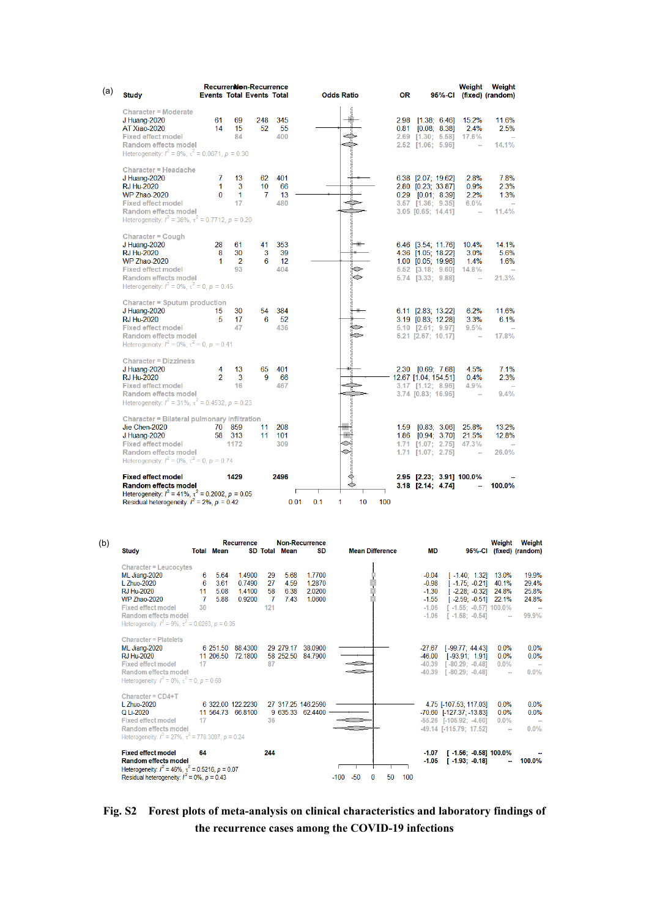(a)

| Study | Recurrence Events | Recurrence Total | Non-Recurrence Events | Non-Recurrence Total | OR | 95%-CI | Weight (fixed) | Weight (random) |
|---|---|---|---|---|---|---|---|---|
| **Character = Moderate** | | | | | | | | |
| J Huang-2020 | 61 | 69 | 248 | 345 | 2.98 | [1.38; 6.46] | 15.2% | 11.6% |
| AT Xiao-2020 | 14 | 15 | 52 | 55 | 0.81 | [0.08; 8.38] | 2.4% | 2.5% |
| Fixed effect model | | 84 | | 400 | 2.69 | [1.30; 5.58] | 17.6% | -- |
| Random effects model | | | | | 2.52 | [1.06; 5.96] | -- | 14.1% |
| Heterogeneity: $I^2 = 8\%$, $\tau^2 = 0.0671$, $p = 0.30$ | | | | | | | | |
| **Character = Headache** | | | | | | | | |
| J Huang-2020 | 7 | 13 | 62 | 401 | 6.38 | [2.07; 19.62] | 2.8% | 7.8% |
| RJ Hu-2020 | 1 | 3 | 10 | 66 | 2.80 | [0.23; 33.87] | 0.9% | 2.3% |
| WP Zhao-2020 | 0 | 1 | 7 | 13 | 0.29 | [0.01; 8.39] | 2.2% | 1.3% |
| Fixed effect model | | 17 | | 480 | 3.57 | [1.36; 9.35] | 6.0% | -- |
| Random effects model | | | | | 3.05 | [0.65; 14.41] | -- | 11.4% |
| Heterogeneity: $I^2 = 38\%$, $\tau^2 = 0.7712$, $p = 0.20$ | | | | | | | | |
| **Character = Cough** | | | | | | | | |
| J Huang-2020 | 28 | 61 | 41 | 353 | 6.46 | [3.54; 11.76] | 10.4% | 14.1% |
| RJ Hu-2020 | 8 | 30 | 3 | 39 | 4.36 | [1.05; 18.22] | 3.0% | 5.6% |
| WP Zhao-2020 | 1 | 2 | 6 | 12 | 1.00 | [0.05; 19.96] | 1.4% | 1.6% |
| Fixed effect model | | 93 | | 404 | 5.62 | [3.18; 9.60] | 14.8% | -- |
| Random effects model | | | | | 5.74 | [3.33; 9.88] | -- | 21.3% |
| Heterogeneity: $I^2 = 0\%$, $\tau^2 = 0$, $p = 0.45$ | | | | | | | | |
| **Character = Sputum production** | | | | | | | | |
| J Huang-2020 | 15 | 30 | 54 | 384 | 6.11 | [2.83; 13.22] | 6.2% | 11.6% |
| RJ Hu-2020 | 5 | 17 | 6 | 52 | 3.19 | [0.83; 12.28] | 3.3% | 6.1% |
| Fixed effect model | | 47 | | 436 | 5.10 | [2.61; 9.97] | 9.5% | -- |
| Random effects model | | | | | 5.21 | [2.67; 10.17] | -- | 17.8% |
| Heterogeneity: $I^2 = 0\%$, $\tau^2 = 0$, $p = 0.41$ | | | | | | | | |
| **Character = Dizziness** | | | | | | | | |
| J Huang-2020 | 4 | 13 | 65 | 401 | 2.30 | [0.69; 7.68] | 4.5% | 7.1% |
| RJ Hu-2020 | 2 | 3 | 9 | 66 | 12.67 | [1.04; 154.51] | 0.4% | 2.3% |
| Fixed effect model | | 16 | | 467 | 3.17 | [1.12; 8.96] | 4.9% | -- |
| Random effects model | | | | | 3.74 | [0.83; 16.96] | -- | 9.4% |
| Heterogeneity: $I^2 = 31\%$, $\tau^2 = 0.4532$, $p = 0.23$ | | | | | | | | |
| **Character = Bilateral pulmonary infiltration** | | | | | | | | |
| Jie Chen-2020 | 70 | 859 | 11 | 208 | 1.59 | [0.83; 3.06] | 25.8% | 13.2% |
| J Huang-2020 | 58 | 313 | 11 | 101 | 1.86 | [0.94; 3.70] | 21.5% | 12.8% |
| Fixed effect model | | 1172 | | 309 | 1.71 | [1.07; 2.75] | 47.3% | -- |
| Random effects model | | | | | 1.71 | [1.07; 2.75] | -- | 26.0% |
| Heterogeneity: $I^2 = 0\%$, $\tau^2 = 0$, $p = 0.74$ | | | | | | | | |
| **Fixed effect model** | | **1429** | | **2496** | **2.95** | **[2.23; 3.91]** | **100.0%** | -- |
| **Random effects model** | | | | | **3.18** | **[2.14; 4.74]** | -- | **100.0%** |

Heterogeneity: $I^2 = 41\%$, $\tau^2 = 0.2002$, $p = 0.05$
Residual heterogeneity: $I^2 = 2\%$, $p = 0.42$

(b)

| Study | Recurrence Total | Recurrence Mean | Recurrence SD | Non-Recurrence Total | Non-Recurrence Mean | Non-Recurrence SD | MD | 95%-CI | Weight (fixed) | Weight (random) |
|---|---|---|---|---|---|---|---|---|---|---|
| **Character = Leucocytes** | | | | | | | | | | |
| ML Jiang-2020 | 6 | 5.64 | 1.4900 | 29 | 5.68 | 1.7700 | -0.04 | [-1.40; 1.32] | 13.0% | 19.9% |
| L Zhuo-2020 | 6 | 3.61 | 0.7490 | 27 | 4.59 | 1.2870 | -0.98 | [-1.75; -0.21] | 40.1% | 29.4% |
| RJ Hu-2020 | 11 | 5.08 | 1.4100 | 58 | 6.38 | 2.0200 | -1.30 | [-2.28; -0.32] | 24.8% | 25.8% |
| WP Zhao-2020 | 7 | 5.88 | 0.9200 | 7 | 7.43 | 1.0600 | -1.55 | [-2.59; -0.51] | 22.1% | 24.8% |
| Fixed effect model | 30 | | | 121 | | | -1.06 | [-1.55; -0.57] | 100.0% | -- |
| Random effects model | | | | | | | -1.06 | [-1.58; -0.54] | -- | 99.9% |
| Heterogeneity: $I^2 = 9\%$, $\tau^2 = 0.0263$, $p = 0.35$ | | | | | | | | | | |
| **Character = Platelets** | | | | | | | | | | |
| ML Jiang-2020 | 6 | 251.50 | 88.4300 | 29 | 279.17 | 38.0900 | -27.67 | [-99.77; 44.43] | 0.0% | 0.0% |
| RJ Hu-2020 | 11 | 206.50 | 72.1800 | 58 | 252.50 | 84.7900 | -46.00 | [-93.91; 1.91] | 0.0% | 0.0% |
| Fixed effect model | 17 | | | 87 | | | -40.39 | [-80.29; -0.48] | 0.0% | -- |
| Random effects model | | | | | | | -40.39 | [-80.29; -0.48] | -- | 0.0% |
| Heterogeneity: $I^2 = 0\%$, $\tau^2 = 0$, $p = 0.68$ | | | | | | | | | | |
| **Character = CD4+T** | | | | | | | | | | |
| L Zhuo-2020 | 6 | 322.00 | 122.2230 | 27 | 317.25 | 148.2590 | 4.75 | [-107.53; 117.03] | 0.0% | 0.0% |
| Q Li-2020 | 11 | 564.73 | 66.8100 | 9 | 635.33 | 62.4400 | -70.60 | [-127.37; -13.83] | 0.0% | 0.0% |
| Fixed effect model | 17 | | | 36 | | | -55.28 | [-105.92; -4.60] | 0.0% | -- |
| Random effects model | | | | | | | -49.14 | [-115.79; 17.52] | -- | 0.0% |
| Heterogeneity: $I^2 = 27\%$, $\tau^2 = 778.3097$, $p = 0.24$ | | | | | | | | | | |
| **Fixed effect model** | **64** | | | **244** | | | **-1.07** | **[-1.56; -0.58]** | **100.0%** | -- |
| **Random effects model** | | | | | | | **-1.05** | **[-1.93; -0.18]** | -- | **100.0%** |

Heterogeneity: $I^2 = 46\%$, $\tau^2 = 0.5216$, $p = 0.07$
Residual heterogeneity: $I^2 = 0\%$, $p = 0.43$

**Fig. S2 Forest plots of meta-analysis on clinical characteristics and laboratory findings of the recurrence cases among the COVID-19 infections**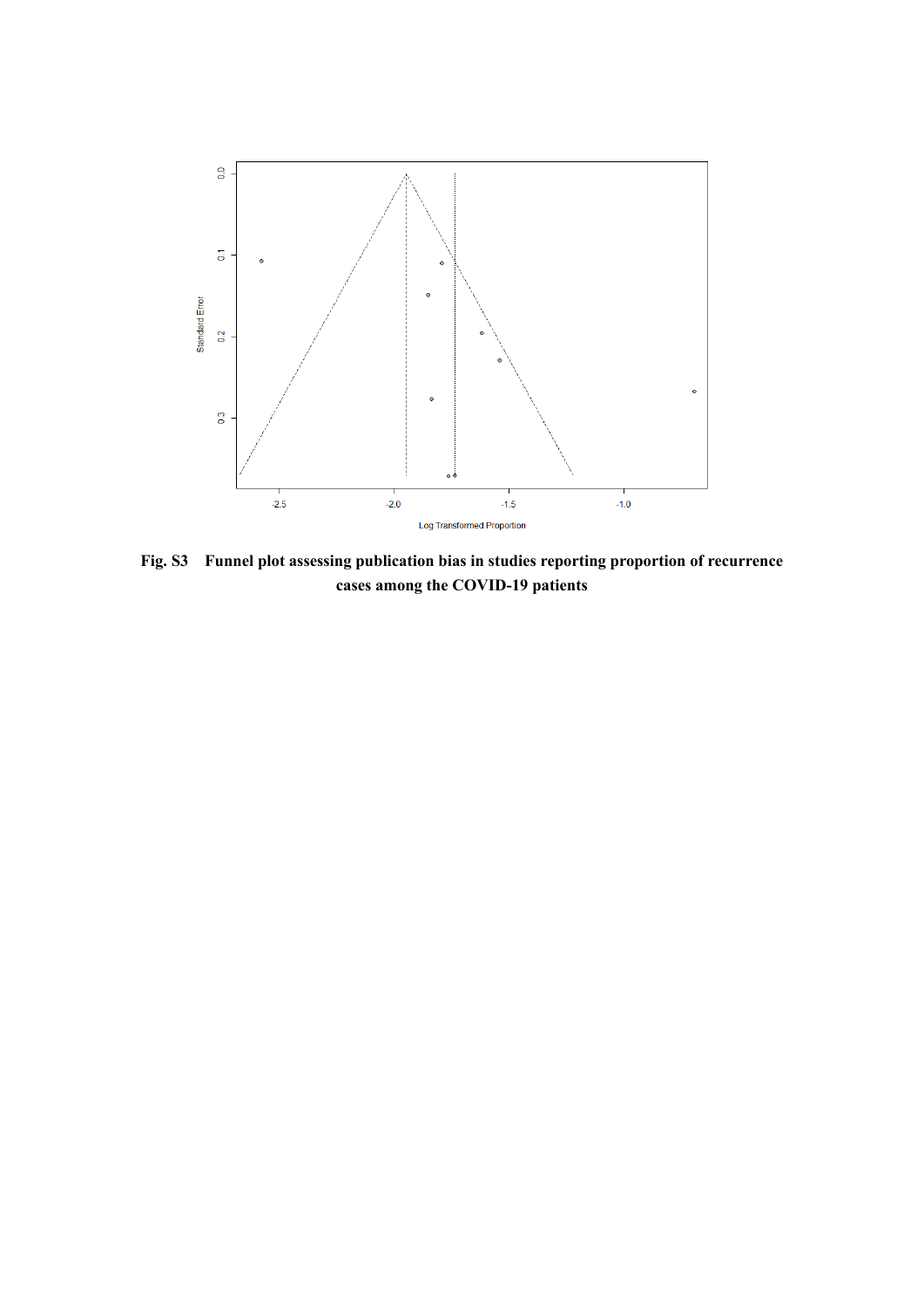Standard Error

0.0

0.1

0.2

0.3

-2.5

-2.0

-1.5

-1.0

Log Transformed Proportion

**Fig. S3 Funnel plot assessing publication bias in studies reporting proportion of recurrence cases among the COVID-19 patients**